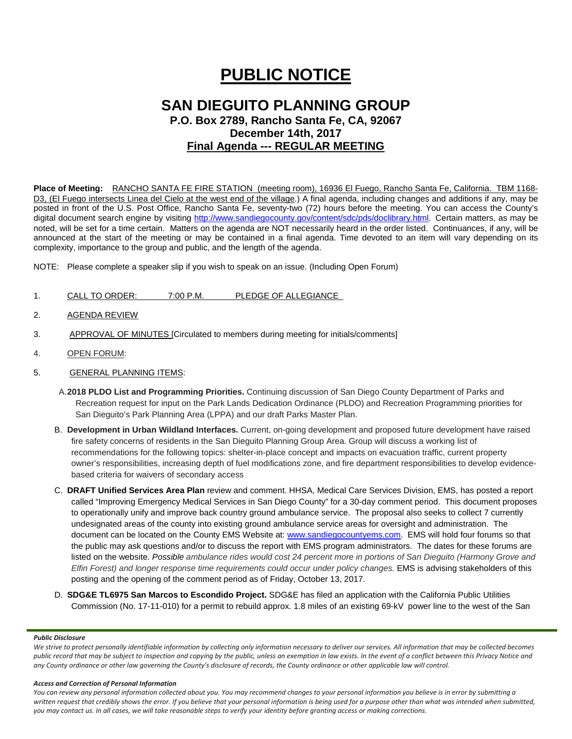# PUBLIC NOTICE

## SAN DIEGUITO PLANNING GROUP

### P.O. Box 2789, Rancho Santa Fe, CA, 92067
### December 14th, 2017
### Final Agenda --- REGULAR MEETING

**Place of Meeting:** RANCHO SANTA FE FIRE STATION (meeting room), 16936 El Fuego, Rancho Santa Fe, California. TBM 1168-D3, (El Fuego intersects Linea del Cielo at the west end of the village.) A final agenda, including changes and additions if any, may be posted in front of the U.S. Post Office, Rancho Santa Fe, seventy-two (72) hours before the meeting. You can access the County's digital document search engine by visiting http://www.sandiegocounty.gov/content/sdc/pds/doclibrary.html. Certain matters, as may be noted, will be set for a time certain. Matters on the agenda are NOT necessarily heard in the order listed. Continuances, if any, will be announced at the start of the meeting or may be contained in a final agenda. Time devoted to an item will vary depending on its complexity, importance to the group and public, and the length of the agenda.

NOTE: Please complete a speaker slip if you wish to speak on an issue. (Including Open Forum)

1. CALL TO ORDER: 7:00 P.M. PLEDGE OF ALLEGIANCE
2. AGENDA REVIEW
3. APPROVAL OF MINUTES [Circulated to members during meeting for initials/comments]
4. OPEN FORUM:
5. GENERAL PLANNING ITEMS:

   A. **2018 PLDO List and Programming Priorities.** Continuing discussion of San Diego County Department of Parks and Recreation request for input on the Park Lands Dedication Ordinance (PLDO) and Recreation Programming priorities for San Dieguito's Park Planning Area (LPPA) and our draft Parks Master Plan.

   B. **Development in Urban Wildland Interfaces.** Current, on-going development and proposed future development have raised fire safety concerns of residents in the San Dieguito Planning Group Area. Group will discuss a working list of recommendations for the following topics: shelter-in-place concept and impacts on evacuation traffic, current property owner's responsibilities, increasing depth of fuel modifications zone, and fire department responsibilities to develop evidence-based criteria for waivers of secondary access

   C. **DRAFT Unified Services Area Plan** review and comment. HHSA, Medical Care Services Division, EMS, has posted a report called "Improving Emergency Medical Services in San Diego County" for a 30-day comment period. This document proposes to operationally unify and improve back country ground ambulance service. The proposal also seeks to collect 7 currently undesignated areas of the county into existing ground ambulance service areas for oversight and administration. The document can be located on the County EMS Website at: www.sandiegocountyems.com. EMS will hold four forums so that the public may ask questions and/or to discuss the report with EMS program administrators. The dates for these forums are listed on the website. *Possible ambulance rides would cost 24 percent more in portions of San Dieguito (Harmony Grove and Elfin Forest) and longer response time requirements could occur under policy changes.* EMS is advising stakeholders of this posting and the opening of the comment period as of Friday, October 13, 2017.

   D. **SDG&E TL6975 San Marcos to Escondido Project.** SDG&E has filed an application with the California Public Utilities Commission (No. 17-11-010) for a permit to rebuild approx. 1.8 miles of an existing 69-kV power line to the west of the San

***Public Disclosure***

*We strive to protect personally identifiable information by collecting only information necessary to deliver our services. All information that may be collected becomes public record that may be subject to inspection and copying by the public, unless an exemption in law exists. In the event of a conflict between this Privacy Notice and any County ordinance or other law governing the County's disclosure of records, the County ordinance or other applicable law will control.*

***Access and Correction of Personal Information***

*You can review any personal information collected about you. You may recommend changes to your personal information you believe is in error by submitting a written request that credibly shows the error. If you believe that your personal information is being used for a purpose other than what was intended when submitted, you may contact us. In all cases, we will take reasonable steps to verify your identity before granting access or making corrections.*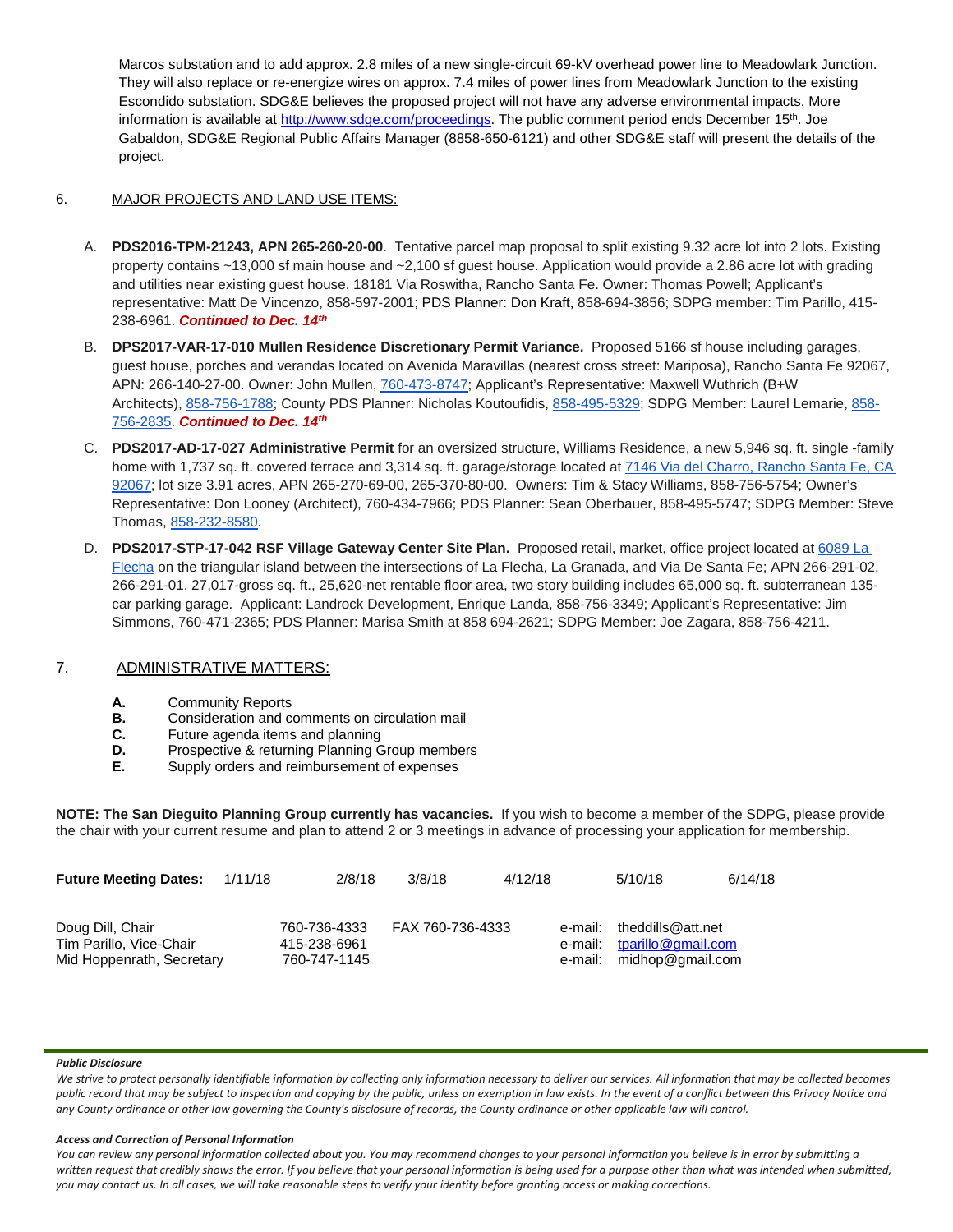Marcos substation and to add approx. 2.8 miles of a new single-circuit 69-kV overhead power line to Meadowlark Junction. They will also replace or re-energize wires on approx. 7.4 miles of power lines from Meadowlark Junction to the existing Escondido substation. SDG&E believes the proposed project will not have any adverse environmental impacts. More information is available at http://www.sdge.com/proceedings. The public comment period ends December 15th. Joe Gabaldon, SDG&E Regional Public Affairs Manager (8858-650-6121) and other SDG&E staff will present the details of the project.

6. MAJOR PROJECTS AND LAND USE ITEMS:

A. **PDS2016-TPM-21243, APN 265-260-20-00**. Tentative parcel map proposal to split existing 9.32 acre lot into 2 lots. Existing property contains ~13,000 sf main house and ~2,100 sf guest house. Application would provide a 2.86 acre lot with grading and utilities near existing guest house. 18181 Via Roswitha, Rancho Santa Fe. Owner: Thomas Powell; Applicant's representative: Matt De Vincenzo, 858-597-2001; PDS Planner: Don Kraft, 858-694-3856; SDPG member: Tim Parillo, 415-238-6961. ***Continued to Dec. 14th***

B. **DPS2017-VAR-17-010 Mullen Residence Discretionary Permit Variance.** Proposed 5166 sf house including garages, guest house, porches and verandas located on Avenida Maravillas (nearest cross street: Mariposa), Rancho Santa Fe 92067, APN: 266-140-27-00. Owner: John Mullen, 760-473-8747; Applicant's Representative: Maxwell Wuthrich (B+W Architects), 858-756-1788; County PDS Planner: Nicholas Koutoufidis, 858-495-5329; SDPG Member: Laurel Lemarie, 858-756-2835. ***Continued to Dec. 14th***

C. **PDS2017-AD-17-027 Administrative Permit** for an oversized structure, Williams Residence, a new 5,946 sq. ft. single -family home with 1,737 sq. ft. covered terrace and 3,314 sq. ft. garage/storage located at 7146 Via del Charro, Rancho Santa Fe, CA 92067; lot size 3.91 acres, APN 265-270-69-00, 265-370-80-00. Owners: Tim & Stacy Williams, 858-756-5754; Owner's Representative: Don Looney (Architect), 760-434-7966; PDS Planner: Sean Oberbauer, 858-495-5747; SDPG Member: Steve Thomas, 858-232-8580.

D. **PDS2017-STP-17-042 RSF Village Gateway Center Site Plan.** Proposed retail, market, office project located at 6089 La Flecha on the triangular island between the intersections of La Flecha, La Granada, and Via De Santa Fe; APN 266-291-02, 266-291-01. 27,017-gross sq. ft., 25,620-net rentable floor area, two story building includes 65,000 sq. ft. subterranean 135-car parking garage. Applicant: Landrock Development, Enrique Landa, 858-756-3349; Applicant's Representative: Jim Simmons, 760-471-2365; PDS Planner: Marisa Smith at 858 694-2621; SDPG Member: Joe Zagara, 858-756-4211.

7. ADMINISTRATIVE MATTERS:

**A.** Community Reports
**B.** Consideration and comments on circulation mail
**C.** Future agenda items and planning
**D.** Prospective & returning Planning Group members
**E.** Supply orders and reimbursement of expenses

**NOTE: The San Dieguito Planning Group currently has vacancies.** If you wish to become a member of the SDPG, please provide the chair with your current resume and plan to attend 2 or 3 meetings in advance of processing your application for membership.

**Future Meeting Dates:** 1/11/18 2/8/18 3/8/18 4/12/18 5/10/18 6/14/18

| | | | |
|---|---|---|---|
| Doug Dill, Chair | 760-736-4333 | FAX 760-736-4333 | e-mail: theddills@att.net |
| Tim Parillo, Vice-Chair | 415-238-6961 | | e-mail: tparillo@gmail.com |
| Mid Hoppenrath, Secretary | 760-747-1145 | | e-mail: midhop@gmail.com |

***Public Disclosure***

*We strive to protect personally identifiable information by collecting only information necessary to deliver our services. All information that may be collected becomes public record that may be subject to inspection and copying by the public, unless an exemption in law exists. In the event of a conflict between this Privacy Notice and any County ordinance or other law governing the County's disclosure of records, the County ordinance or other applicable law will control.*

***Access and Correction of Personal Information***

*You can review any personal information collected about you. You may recommend changes to your personal information you believe is in error by submitting a written request that credibly shows the error. If you believe that your personal information is being used for a purpose other than what was intended when submitted, you may contact us. In all cases, we will take reasonable steps to verify your identity before granting access or making corrections.*